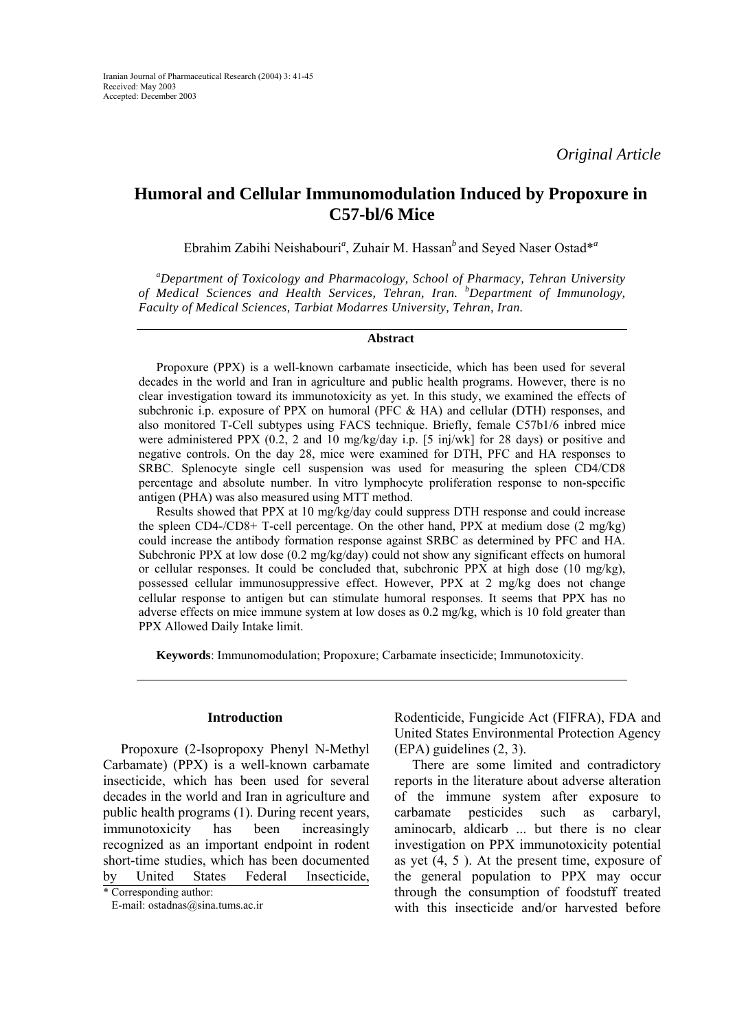Iranian Journal of Pharmaceutical Research (2004) 3: 41-45
Received: May 2003
Accepted: December 2003

*Original Article*

# Humoral and Cellular Immunomodulation Induced by Propoxure in C57-bl/6 Mice

Ebrahim Zabihi Neishabouri[a], Zuhair M. Hassan[b] and Seyed Naser Ostad*[a]

*[a]Department of Toxicology and Pharmacology, School of Pharmacy, Tehran University of Medical Sciences and Health Services, Tehran, Iran. [b]Department of Immunology, Faculty of Medical Sciences, Tarbiat Modarres University, Tehran, Iran.*

## Abstract

Propoxure (PPX) is a well-known carbamate insecticide, which has been used for several decades in the world and Iran in agriculture and public health programs. However, there is no clear investigation toward its immunotoxicity as yet. In this study, we examined the effects of subchronic i.p. exposure of PPX on humoral (PFC & HA) and cellular (DTH) responses, and also monitored T-Cell subtypes using FACS technique. Briefly, female C57b1/6 inbred mice were administered PPX (0.2, 2 and 10 mg/kg/day i.p. [5 inj/wk] for 28 days) or positive and negative controls. On the day 28, mice were examined for DTH, PFC and HA responses to SRBC. Splenocyte single cell suspension was used for measuring the spleen CD4/CD8 percentage and absolute number. In vitro lymphocyte proliferation response to non-specific antigen (PHA) was also measured using MTT method.

Results showed that PPX at 10 mg/kg/day could suppress DTH response and could increase the spleen CD4-/CD8+ T-cell percentage. On the other hand, PPX at medium dose (2 mg/kg) could increase the antibody formation response against SRBC as determined by PFC and HA. Subchronic PPX at low dose (0.2 mg/kg/day) could not show any significant effects on humoral or cellular responses. It could be concluded that, subchronic PPX at high dose (10 mg/kg), possessed cellular immunosuppressive effect. However, PPX at 2 mg/kg does not change cellular response to antigen but can stimulate humoral responses. It seems that PPX has no adverse effects on mice immune system at low doses as 0.2 mg/kg, which is 10 fold greater than PPX Allowed Daily Intake limit.

**Keywords**: Immunomodulation; Propoxure; Carbamate insecticide; Immunotoxicity.

## Introduction

Propoxure (2-Isopropoxy Phenyl N-Methyl Carbamate) (PPX) is a well-known carbamate insecticide, which has been used for several decades in the world and Iran in agriculture and public health programs (1). During recent years, immunotoxicity has been increasingly recognized as an important endpoint in rodent short-time studies, which has been documented by United States Federal Insecticide, Rodenticide, Fungicide Act (FIFRA), FDA and United States Environmental Protection Agency (EPA) guidelines (2, 3).

There are some limited and contradictory reports in the literature about adverse alteration of the immune system after exposure to carbamate pesticides such as carbaryl, aminocarb, aldicarb ... but there is no clear investigation on PPX immunotoxicity potential as yet (4, 5 ). At the present time, exposure of the general population to PPX may occur through the consumption of foodstuff treated with this insecticide and/or harvested before

\* Corresponding author:
E-mail: ostadnas@sina.tums.ac.ir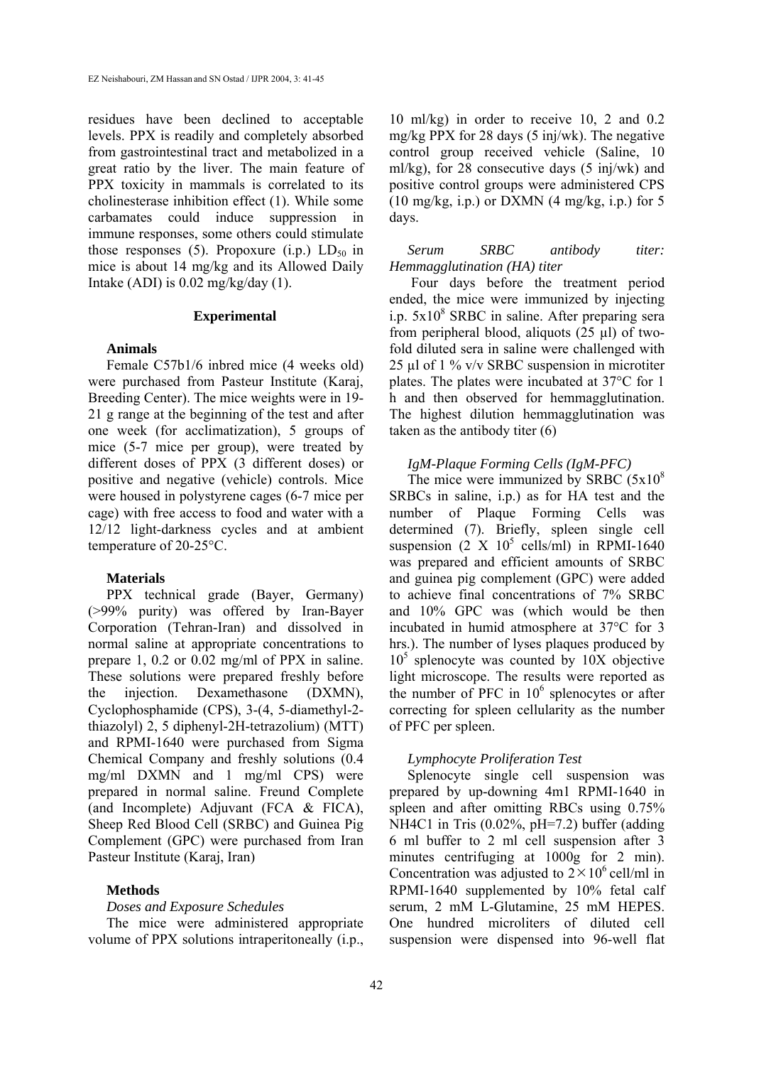residues have been declined to acceptable levels. PPX is readily and completely absorbed from gastrointestinal tract and metabolized in a great ratio by the liver. The main feature of PPX toxicity in mammals is correlated to its cholinesterase inhibition effect (1). While some carbamates could induce suppression in immune responses, some others could stimulate those responses (5). Propoxure (i.p.) $LD_{50}$ in mice is about 14 mg/kg and its Allowed Daily Intake (ADI) is 0.02 mg/kg/day (1).

## Experimental

### Animals

Female C57b1/6 inbred mice (4 weeks old) were purchased from Pasteur Institute (Karaj, Breeding Center). The mice weights were in 19-21 g range at the beginning of the test and after one week (for acclimatization), 5 groups of mice (5-7 mice per group), were treated by different doses of PPX (3 different doses) or positive and negative (vehicle) controls. Mice were housed in polystyrene cages (6-7 mice per cage) with free access to food and water with a 12/12 light-darkness cycles and at ambient temperature of 20-25°C.

### Materials

PPX technical grade (Bayer, Germany) (>99% purity) was offered by Iran-Bayer Corporation (Tehran-Iran) and dissolved in normal saline at appropriate concentrations to prepare 1, 0.2 or 0.02 mg/ml of PPX in saline. These solutions were prepared freshly before the injection. Dexamethasone (DXMN), Cyclophosphamide (CPS), 3-(4, 5-diamethyl-2-thiazolyl) 2, 5 diphenyl-2H-tetrazolium) (MTT) and RPMI-1640 were purchased from Sigma Chemical Company and freshly solutions (0.4 mg/ml DXMN and 1 mg/ml CPS) were prepared in normal saline. Freund Complete (and Incomplete) Adjuvant (FCA & FICA), Sheep Red Blood Cell (SRBC) and Guinea Pig Complement (GPC) were purchased from Iran Pasteur Institute (Karaj, Iran)

### Methods

*Doses and Exposure Schedules*

The mice were administered appropriate volume of PPX solutions intraperitoneally (i.p., 10 ml/kg) in order to receive 10, 2 and 0.2 mg/kg PPX for 28 days (5 inj/wk). The negative control group received vehicle (Saline, 10 ml/kg), for 28 consecutive days (5 inj/wk) and positive control groups were administered CPS (10 mg/kg, i.p.) or DXMN (4 mg/kg, i.p.) for 5 days.

*Serum SRBC antibody titer: Hemmagglutination (HA) titer*

Four days before the treatment period ended, the mice were immunized by injecting i.p. $5x10^8$ SRBC in saline. After preparing sera from peripheral blood, aliquots (25 µl) of two-fold diluted sera in saline were challenged with 25 µl of 1 % v/v SRBC suspension in microtiter plates. The plates were incubated at 37°C for 1 h and then observed for hemmagglutination. The highest dilution hemmagglutination was taken as the antibody titer (6)

*IgM-Plaque Forming Cells (IgM-PFC)*

The mice were immunized by SRBC ($5x10^8$ SRBCs in saline, i.p.) as for HA test and the number of Plaque Forming Cells was determined (7). Briefly, spleen single cell suspension ($2 \text{ X } 10^5$ cells/ml) in RPMI-1640 was prepared and efficient amounts of SRBC and guinea pig complement (GPC) were added to achieve final concentrations of 7% SRBC and 10% GPC was (which would be then incubated in humid atmosphere at 37°C for 3 hrs.). The number of lyses plaques produced by $10^5$ splenocyte was counted by 10X objective light microscope. The results were reported as the number of PFC in $10^6$ splenocytes or after correcting for spleen cellularity as the number of PFC per spleen.

*Lymphocyte Proliferation Test*

Splenocyte single cell suspension was prepared by up-downing 4m1 RPMI-1640 in spleen and after omitting RBCs using 0.75% $NH_4Cl$ in Tris (0.02%, pH=7.2) buffer (adding 6 ml buffer to 2 ml cell suspension after 3 minutes centrifuging at 1000g for 2 min). Concentration was adjusted to $2\times10^6$ cell/ml in RPMI-1640 supplemented by 10% fetal calf serum, 2 mM L-Glutamine, 25 mM HEPES. One hundred microliters of diluted cell suspension were dispensed into 96-well flat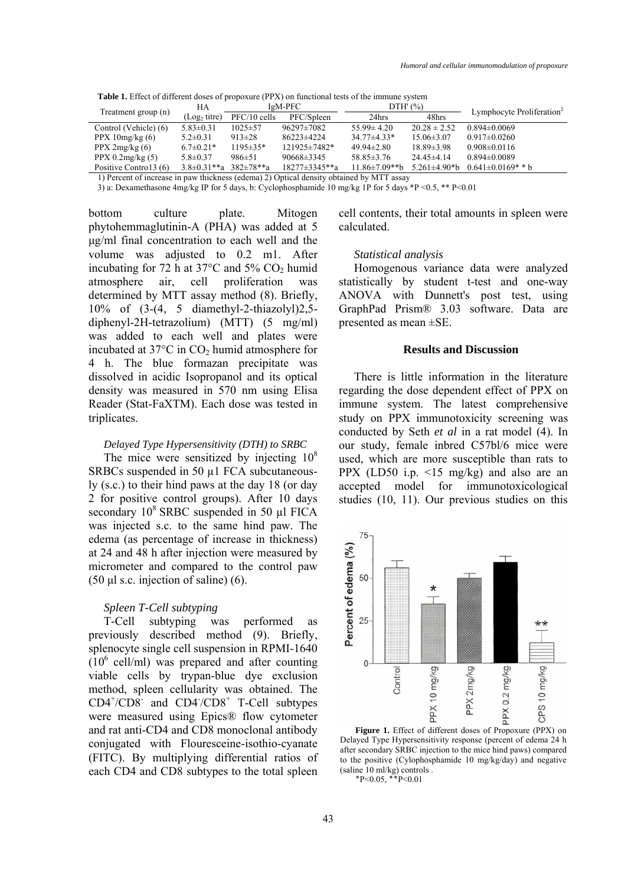**Table 1.** Effect of different doses of propoxure (PPX) on functional tests of the immune system

| Treatment group (n) | HA | IgM-PFC | | DTH' (%) | | Lymphocyte Proliferation[2] |
|---|---|---|---|---|---|---|
| | ($Log_2$ titre) | PFC/10 cells | PFC/Spleen | 24hrs | 48hrs | |
| Control (Vehicle) (6) | 5.83±0.31 | 1025±57 | 96297±7082 | 55.99± 4.20 | 20.28 ± 2.52 | 0.894±0.0069 |
| PPX 10mg/kg (6) | 5.2±0.31 | 913±28 | 86223±4224 | 34.77±4.33* | 15.06±3.07 | 0.917±0.0260 |
| PPX 2mg/kg (6) | 6.7±0.21* | 1195±35* | 121925±7482* | 49.94±2.80 | 18.89±3.98 | 0.908±0.0116 |
| PPX 0.2mg/kg (5) | 5.8±0.37 | 986±51 | 90668±3345 | 58.85±3.76 | 24.45±4.14 | 0.894±0.0089 |
| Positive Contro13 (6) | 3.8±0.31**a | 382±78**a | 18277±3345**a | 11.86±7.09**b | 5.261±4.90*b | 0.641±0.0169* * b |

1) Percent of increase in paw thickness (edema) 2) Optical density obtained by MTT assay

3) a: Dexamethasone 4mg/kg IP for 5 days, b: Cyclophosphamide 10 mg/kg 1P for 5 days *P <0.5, ** P<0.01

bottom culture plate. Mitogen phytohemmaglutinin-A (PHA) was added at 5 µg/ml final concentration to each well and the volume was adjusted to 0.2 m1. After incubating for 72 h at 37°C and 5% $CO_2$ humid atmosphere air, cell proliferation was determined by MTT assay method (8). Briefly, 10% of (3-(4, 5 diamethyl-2-thiazolyl)2,5-diphenyl-2H-tetrazolium) (MTT) (5 mg/ml) was added to each well and plates were incubated at 37°C in $CO_2$ humid atmosphere for 4 h. The blue formazan precipitate was dissolved in acidic Isopropanol and its optical density was measured in 570 nm using Elisa Reader (Stat-FaXTM). Each dose was tested in triplicates.

### *Delayed Type Hypersensitivity (DTH) to SRBC*

The mice were sensitized by injecting $10^8$ SRBCs suspended in 50 µ1 FCA subcutaneously (s.c.) to their hind paws at the day 18 (or day 2 for positive control groups). After 10 days secondary $10^8$ SRBC suspended in 50 µl FICA was injected s.c. to the same hind paw. The edema (as percentage of increase in thickness) at 24 and 48 h after injection were measured by micrometer and compared to the control paw (50 µl s.c. injection of saline) (6).

### *Spleen T-Cell subtyping*

T-Cell subtyping was performed as previously described method (9). Briefly, splenocyte single cell suspension in RPMI-1640 ($10^6$ cell/ml) was prepared and after counting viable cells by trypan-blue dye exclusion method, spleen cellularity was obtained. The $CD4^+/CD8^-$ and $CD4^-/CD8^+$ T-Cell subtypes were measured using Epics® flow cytometer and rat anti-CD4 and CD8 monoclonal antibody conjugated with Flouresceine-isothio-cyanate (FITC). By multiplying differential ratios of each CD4 and CD8 subtypes to the total spleen cell contents, their total amounts in spleen were calculated.

### *Statistical analysis*

Homogenous variance data were analyzed statistically by student t-test and one-way ANOVA with Dunnett's post test, using GraphPad Prism® 3.03 software. Data are presented as mean ±SE.

## Results and Discussion

There is little information in the literature regarding the dose dependent effect of PPX on immune system. The latest comprehensive study on PPX immunotoxicity screening was conducted by Seth *et al* in a rat model (4). In our study, female inbred C57bl/6 mice were used, which are more susceptible than rats to PPX (LD50 i.p. <15 mg/kg) and also are an accepted model for immunotoxicological studies (10, 11). Our previous studies on this

**Figure 1.** Effect of different doses of Propoxure (PPX) on Delayed Type Hypersensitivity response (percent of edema 24 h after secondary SRBC injection to the mice hind paws) compared to the positive (Cylophosphamide 10 mg/kg/day) and negative (saline 10 ml/kg) controls .

*P<0.05, **P<0.01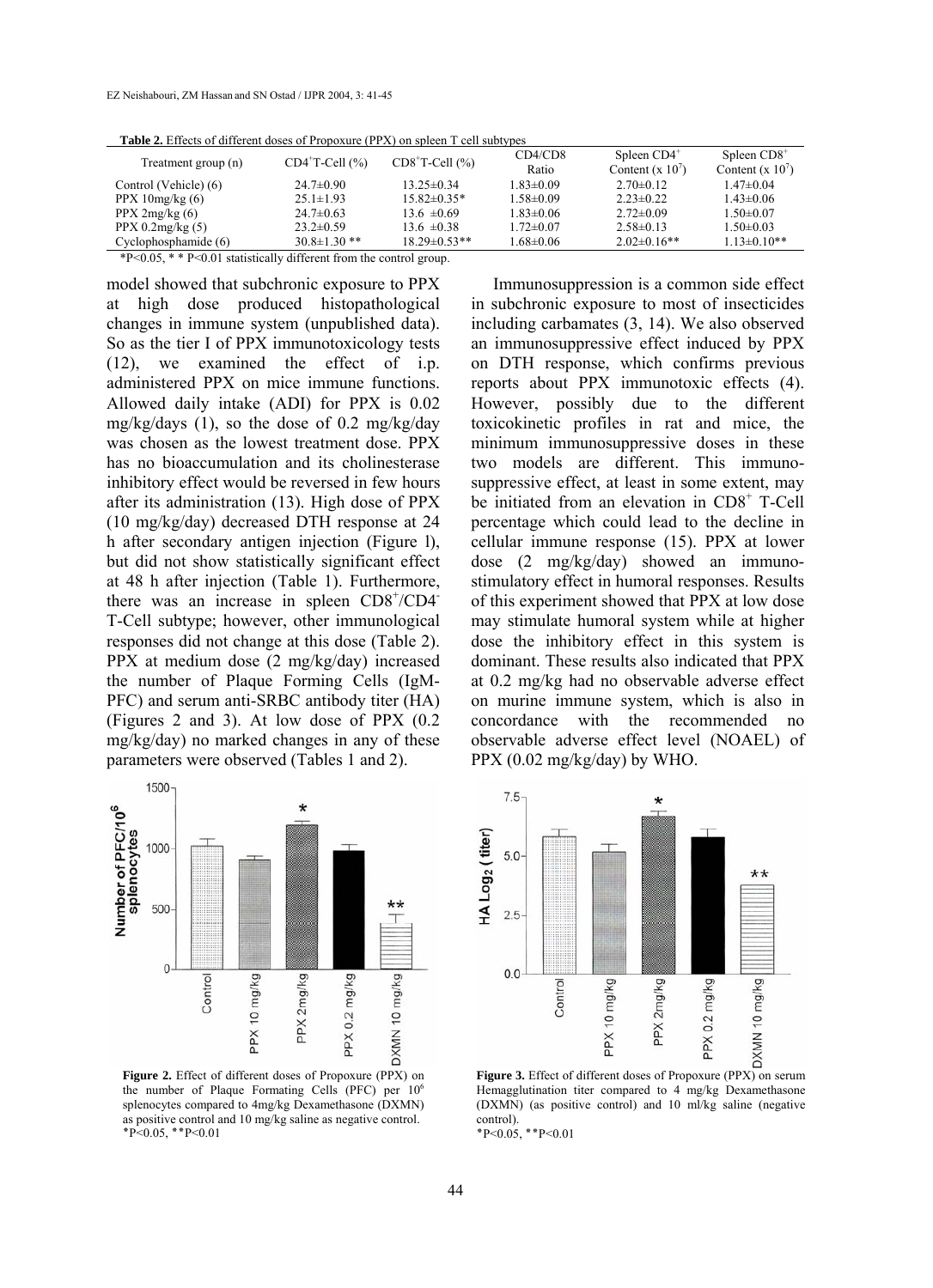**Table 2.** Effects of different doses of Propoxure (PPX) on spleen T cell subtypes

| Treatment group (n) | $CD4^+$T-Cell (%) | $CD8^+$T-Cell (%) | CD4/CD8 Ratio | Spleen $CD4^+$ Content (x $10^7$) | Spleen $CD8^+$ Content (x $10^7$) |
|---|---|---|---|---|---|
| Control (Vehicle) (6) | 24.7±0.90 | 13.25±0.34 | 1.83±0.09 | 2.70±0.12 | 1.47±0.04 |
| PPX 10mg/kg (6) | 25.1±1.93 | 15.82±0.35* | 1.58±0.09 | 2.23±0.22 | 1.43±0.06 |
| PPX 2mg/kg (6) | 24.7±0.63 | 13.6 ±0.69 | 1.83±0.06 | 2.72±0.09 | 1.50±0.07 |
| PPX 0.2mg/kg (5) | 23.2±0.59 | 13.6 ±0.38 | 1.72±0.07 | 2.58±0.13 | 1.50±0.03 |
| Cyclophosphamide (6) | 30.8±1.30 ** | 18.29±0.53** | 1.68±0.06 | 2.02±0.16** | 1.13±0.10** |

*P<0.05, * * P<0.01 statistically different from the control group.

model showed that subchronic exposure to PPX at high dose produced histopathological changes in immune system (unpublished data). So as the tier I of PPX immunotoxicology tests (12), we examined the effect of i.p. administered PPX on mice immune functions. Allowed daily intake (ADI) for PPX is 0.02 mg/kg/days (1), so the dose of 0.2 mg/kg/day was chosen as the lowest treatment dose. PPX has no bioaccumulation and its cholinesterase inhibitory effect would be reversed in few hours after its administration (13). High dose of PPX (10 mg/kg/day) decreased DTH response at 24 h after secondary antigen injection (Figure l), but did not show statistically significant effect at 48 h after injection (Table 1). Furthermore, there was an increase in spleen $CD8^+/CD4^-$ T-Cell subtype; however, other immunological responses did not change at this dose (Table 2). PPX at medium dose (2 mg/kg/day) increased the number of Plaque Forming Cells (IgM-PFC) and serum anti-SRBC antibody titer (HA) (Figures 2 and 3). At low dose of PPX (0.2 mg/kg/day) no marked changes in any of these parameters were observed (Tables 1 and 2).

Immunosuppression is a common side effect in subchronic exposure to most of insecticides including carbamates (3, 14). We also observed an immunosuppressive effect induced by PPX on DTH response, which confirms previous reports about PPX immunotoxic effects (4). However, possibly due to the different toxicokinetic profiles in rat and mice, the minimum immunosuppressive doses in these two models are different. This immunosuppressive effect, at least in some extent, may be initiated from an elevation in $CD8^+$ T-Cell percentage which could lead to the decline in cellular immune response (15). PPX at lower dose (2 mg/kg/day) showed an immunostimulatory effect in humoral responses. Results of this experiment showed that PPX at low dose may stimulate humoral system while at higher dose the inhibitory effect in this system is dominant. These results also indicated that PPX at 0.2 mg/kg had no observable adverse effect on murine immune system, which is also in concordance with the recommended no observable adverse effect level (NOAEL) of PPX (0.02 mg/kg/day) by WHO.

**Figure 2.** Effect of different doses of Propoxure (PPX) on the number of Plaque Formating Cells (PFC) per $10^6$ splenocytes compared to 4mg/kg Dexamethasone (DXMN) as positive control and 10 mg/kg saline as negative control. *P<0.05, **P<0.01

**Figure 3.** Effect of different doses of Propoxure (PPX) on serum Hemagglutination titer compared to 4 mg/kg Dexamethasone (DXMN) (as positive control) and 10 ml/kg saline (negative control).
*P<0.05, **P<0.01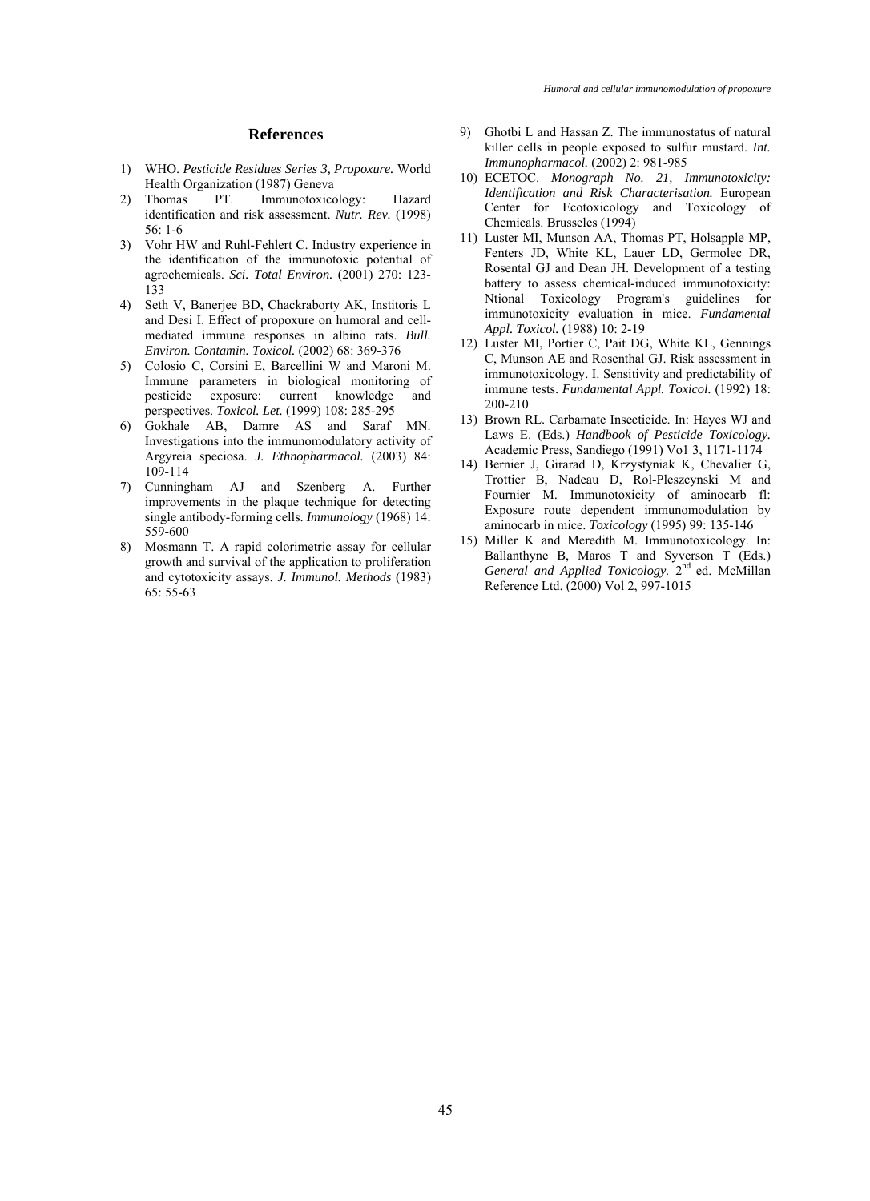## References

1) WHO. *Pesticide Residues Series 3, Propoxure.* World Health Organization (1987) Geneva
2) Thomas PT. Immunotoxicology: Hazard identification and risk assessment. *Nutr. Rev.* (1998) 56: 1-6
3) Vohr HW and Ruhl-Fehlert C. Industry experience in the identification of the immunotoxic potential of agrochemicals. *Sci. Total Environ.* (2001) 270: 123-133
4) Seth V, Banerjee BD, Chackraborty AK, Institoris L and Desi I. Effect of propoxure on humoral and cell-mediated immune responses in albino rats. *Bull. Environ. Contamin. Toxicol.* (2002) 68: 369-376
5) Colosio C, Corsini E, Barcellini W and Maroni M. Immune parameters in biological monitoring of pesticide exposure: current knowledge and perspectives. *Toxicol. Let.* (1999) 108: 285-295
6) Gokhale AB, Damre AS and Saraf MN. Investigations into the immunomodulatory activity of Argyreia speciosa. *J. Ethnopharmacol.* (2003) 84: 109-114
7) Cunningham AJ and Szenberg A. Further improvements in the plaque technique for detecting single antibody-forming cells. *Immunology* (1968) 14: 559-600
8) Mosmann T. A rapid colorimetric assay for cellular growth and survival of the application to proliferation and cytotoxicity assays. *J. Immunol. Methods* (1983) 65: 55-63
9) Ghotbi L and Hassan Z. The immunostatus of natural killer cells in people exposed to sulfur mustard. *Int. Immunopharmacol.* (2002) 2: 981-985
10) ECETOC. *Monograph No. 21, Immunotoxicity: Identification and Risk Characterisation.* European Center for Ecotoxicology and Toxicology of Chemicals. Brusseles (1994)
11) Luster MI, Munson AA, Thomas PT, Holsapple MP, Fenters JD, White KL, Lauer LD, Germolec DR, Rosental GJ and Dean JH. Development of a testing battery to assess chemical-induced immunotoxicity: Ntional Toxicology Program's guidelines for immunotoxicity evaluation in mice. *Fundamental Appl. Toxicol.* (1988) 10: 2-19
12) Luster MI, Portier C, Pait DG, White KL, Gennings C, Munson AE and Rosenthal GJ. Risk assessment in immunotoxicology. I. Sensitivity and predictability of immune tests. *Fundamental Appl. Toxicol.* (1992) 18: 200-210
13) Brown RL. Carbamate Insecticide. In: Hayes WJ and Laws E. (Eds.) *Handbook of Pesticide Toxicology.* Academic Press, Sandiego (1991) Vo1 3, 1171-1174
14) Bernier J, Girarad D, Krzystyniak K, Chevalier G, Trottier B, Nadeau D, Rol-Pleszcynski M and Fournier M. Immunotoxicity of aminocarb fl: Exposure route dependent immunomodulation by aminocarb in mice. *Toxicology* (1995) 99: 135-146
15) Miller K and Meredith M. Immunotoxicology. In: Ballanthyne B, Maros T and Syverson T (Eds.) *General and Applied Toxicology.* 2nd ed. McMillan Reference Ltd. (2000) Vol 2, 997-1015